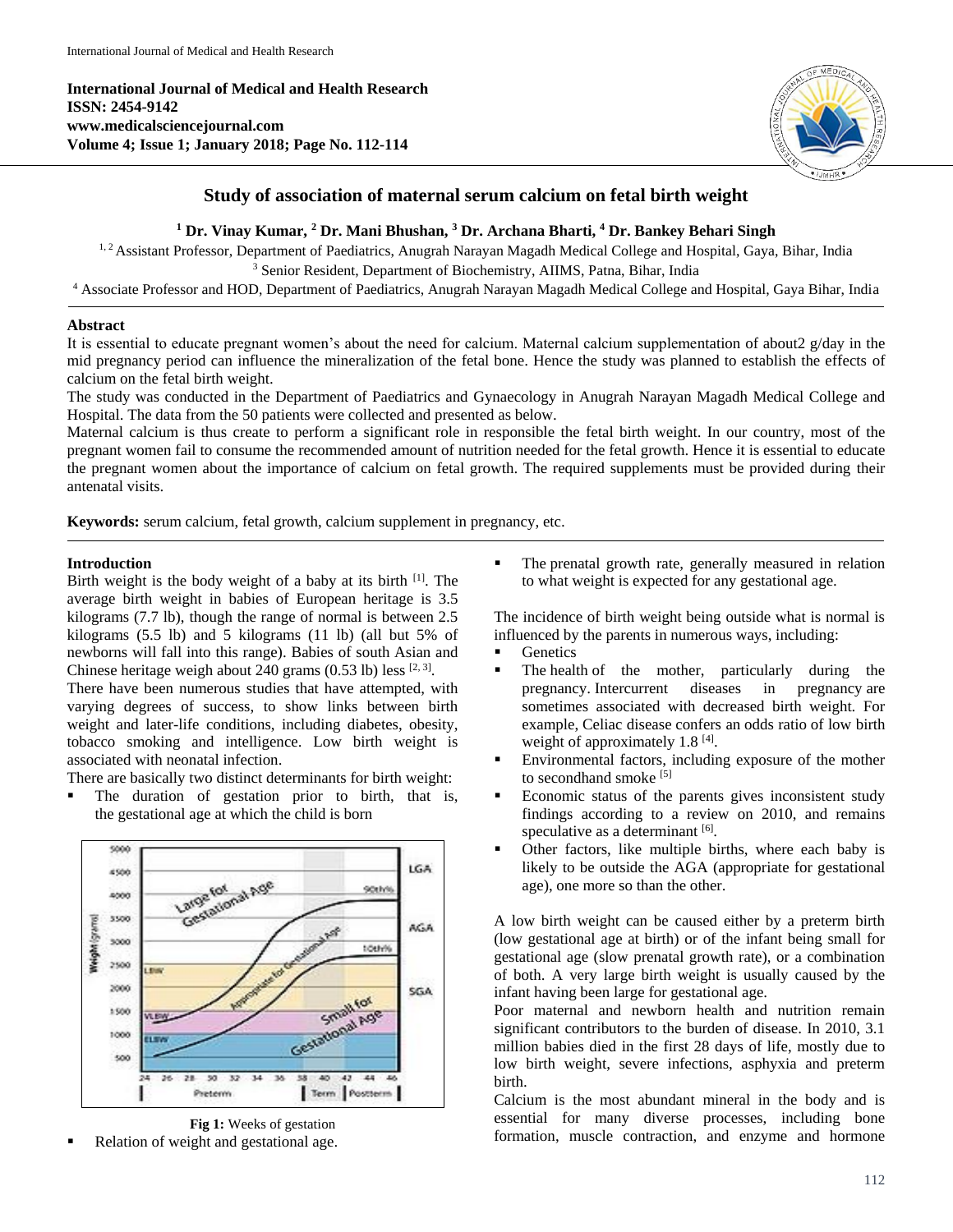International Journal of Medical and Health Research
ISSN: 2454-9142
www.medicalsciencejournal.com
Volume 4; Issue 1; January 2018; Page No. 112-114

# Study of association of maternal serum calcium on fetal birth weight

**[1] Dr. Vinay Kumar, [2] Dr. Mani Bhushan, [3] Dr. Archana Bharti, [4] Dr. Bankey Behari Singh**

[1, 2] Assistant Professor, Department of Paediatrics, Anugrah Narayan Magadh Medical College and Hospital, Gaya, Bihar, India
[3] Senior Resident, Department of Biochemistry, AIIMS, Patna, Bihar, India
[4] Associate Professor and HOD, Department of Paediatrics, Anugrah Narayan Magadh Medical College and Hospital, Gaya Bihar, India

## Abstract

It is essential to educate pregnant women's about the need for calcium. Maternal calcium supplementation of about2 g/day in the mid pregnancy period can influence the mineralization of the fetal bone. Hence the study was planned to establish the effects of calcium on the fetal birth weight.

The study was conducted in the Department of Paediatrics and Gynaecology in Anugrah Narayan Magadh Medical College and Hospital. The data from the 50 patients were collected and presented as below.

Maternal calcium is thus create to perform a significant role in responsible the fetal birth weight. In our country, most of the pregnant women fail to consume the recommended amount of nutrition needed for the fetal growth. Hence it is essential to educate the pregnant women about the importance of calcium on fetal growth. The required supplements must be provided during their antenatal visits.

**Keywords:** serum calcium, fetal growth, calcium supplement in pregnancy, etc.

## Introduction

Birth weight is the body weight of a baby at its birth [1]. The average birth weight in babies of European heritage is 3.5 kilograms (7.7 lb), though the range of normal is between 2.5 kilograms (5.5 lb) and 5 kilograms (11 lb) (all but 5% of newborns will fall into this range). Babies of south Asian and Chinese heritage weigh about 240 grams (0.53 lb) less [2, 3].

There have been numerous studies that have attempted, with varying degrees of success, to show links between birth weight and later-life conditions, including diabetes, obesity, tobacco smoking and intelligence. Low birth weight is associated with neonatal infection.

There are basically two distinct determinants for birth weight:

- The duration of gestation prior to birth, that is, the gestational age at which the child is born

Fig 1: Weeks of gestation

- Relation of weight and gestational age.
- The prenatal growth rate, generally measured in relation to what weight is expected for any gestational age.

The incidence of birth weight being outside what is normal is influenced by the parents in numerous ways, including:

- Genetics
- The health of the mother, particularly during the pregnancy. Intercurrent diseases in pregnancy are sometimes associated with decreased birth weight. For example, Celiac disease confers an odds ratio of low birth weight of approximately 1.8 [4].
- Environmental factors, including exposure of the mother to secondhand smoke [5]
- Economic status of the parents gives inconsistent study findings according to a review on 2010, and remains speculative as a determinant [6].
- Other factors, like multiple births, where each baby is likely to be outside the AGA (appropriate for gestational age), one more so than the other.

A low birth weight can be caused either by a preterm birth (low gestational age at birth) or of the infant being small for gestational age (slow prenatal growth rate), or a combination of both. A very large birth weight is usually caused by the infant having been large for gestational age.

Poor maternal and newborn health and nutrition remain significant contributors to the burden of disease. In 2010, 3.1 million babies died in the first 28 days of life, mostly due to low birth weight, severe infections, asphyxia and preterm birth.

Calcium is the most abundant mineral in the body and is essential for many diverse processes, including bone formation, muscle contraction, and enzyme and hormone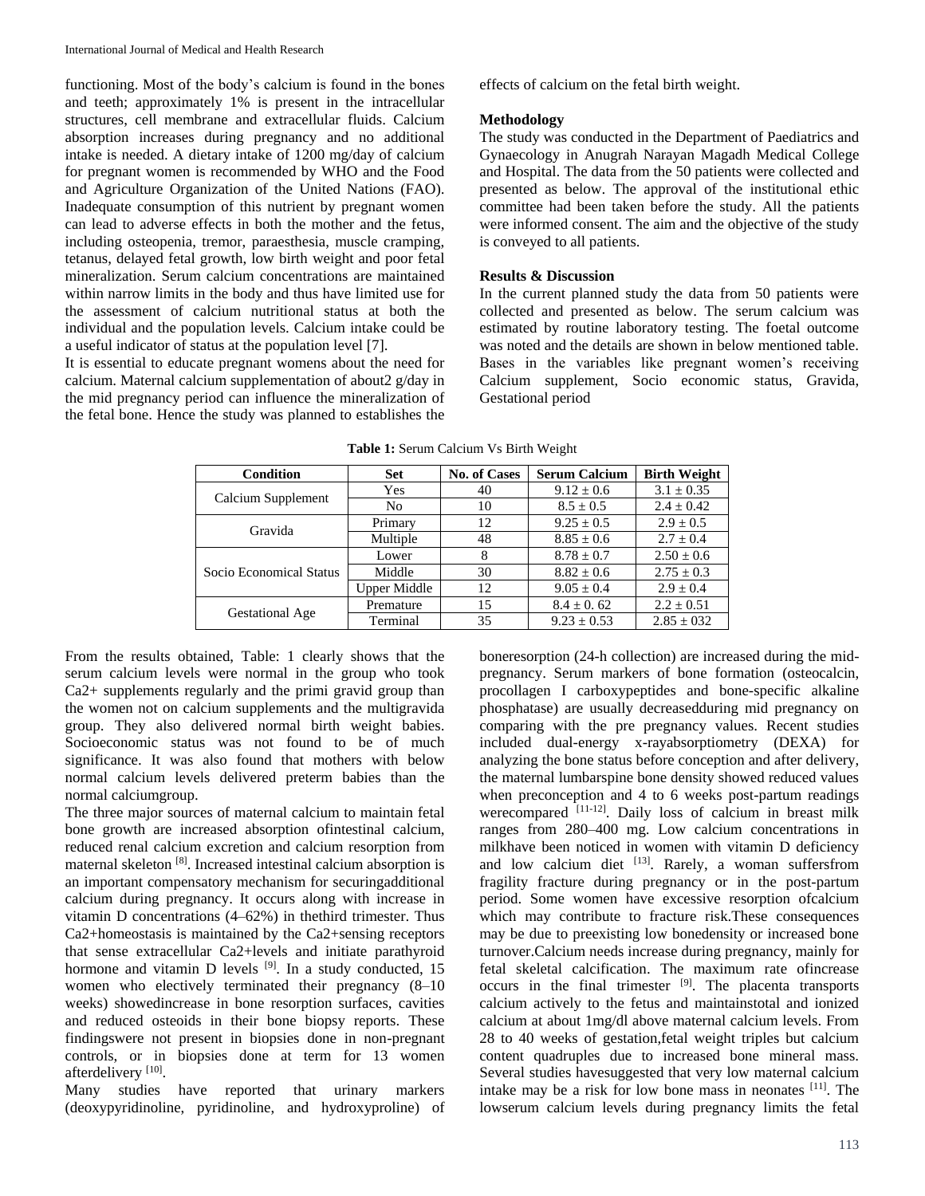functioning. Most of the body's calcium is found in the bones and teeth; approximately 1% is present in the intracellular structures, cell membrane and extracellular fluids. Calcium absorption increases during pregnancy and no additional intake is needed. A dietary intake of 1200 mg/day of calcium for pregnant women is recommended by WHO and the Food and Agriculture Organization of the United Nations (FAO). Inadequate consumption of this nutrient by pregnant women can lead to adverse effects in both the mother and the fetus, including osteopenia, tremor, paraesthesia, muscle cramping, tetanus, delayed fetal growth, low birth weight and poor fetal mineralization. Serum calcium concentrations are maintained within narrow limits in the body and thus have limited use for the assessment of calcium nutritional status at both the individual and the population levels. Calcium intake could be a useful indicator of status at the population level [7].

It is essential to educate pregnant womens about the need for calcium. Maternal calcium supplementation of about2 g/day in the mid pregnancy period can influence the mineralization of the fetal bone. Hence the study was planned to establishes the effects of calcium on the fetal birth weight.

## Methodology

The study was conducted in the Department of Paediatrics and Gynaecology in Anugrah Narayan Magadh Medical College and Hospital. The data from the 50 patients were collected and presented as below. The approval of the institutional ethic committee had been taken before the study. All the patients were informed consent. The aim and the objective of the study is conveyed to all patients.

## Results & Discussion

In the current planned study the data from 50 patients were collected and presented as below. The serum calcium was estimated by routine laboratory testing. The foetal outcome was noted and the details are shown in below mentioned table. Bases in the variables like pregnant women's receiving Calcium supplement, Socio economic status, Gravida, Gestational period

**Table 1:** Serum Calcium Vs Birth Weight

| Condition | Set | No. of Cases | Serum Calcium | Birth Weight |
|---|---|---|---|---|
| Calcium Supplement | Yes | 40 | 9.12 ± 0.6 | 3.1 ± 0.35 |
| | No | 10 | 8.5 ± 0.5 | 2.4 ± 0.42 |
| Gravida | Primary | 12 | 9.25 ± 0.5 | 2.9 ± 0.5 |
| | Multiple | 48 | 8.85 ± 0.6 | 2.7 ± 0.4 |
| Socio Economical Status | Lower | 8 | 8.78 ± 0.7 | 2.50 ± 0.6 |
| | Middle | 30 | 8.82 ± 0.6 | 2.75 ± 0.3 |
| | Upper Middle | 12 | 9.05 ± 0.4 | 2.9 ± 0.4 |
| Gestational Age | Premature | 15 | 8.4 ± 0. 62 | 2.2 ± 0.51 |
| | Terminal | 35 | 9.23 ± 0.53 | 2.85 ± 032 |

From the results obtained, Table: 1 clearly shows that the serum calcium levels were normal in the group who took Ca2+ supplements regularly and the primi gravid group than the women not on calcium supplements and the multigravida group. They also delivered normal birth weight babies. Socioeconomic status was not found to be of much significance. It was also found that mothers with below normal calcium levels delivered preterm babies than the normal calciumgroup.

The three major sources of maternal calcium to maintain fetal bone growth are increased absorption ofintestinal calcium, reduced renal calcium excretion and calcium resorption from maternal skeleton [8]. Increased intestinal calcium absorption is an important compensatory mechanism for securingadditional calcium during pregnancy. It occurs along with increase in vitamin D concentrations (4–62%) in thethird trimester. Thus Ca2+homeostasis is maintained by the Ca2+sensing receptors that sense extracellular Ca2+levels and initiate parathyroid hormone and vitamin D levels [9]. In a study conducted, 15 women who electively terminated their pregnancy (8–10 weeks) showedincrease in bone resorption surfaces, cavities and reduced osteoids in their bone biopsy reports. These findingswere not present in biopsies done in non-pregnant controls, or in biopsies done at term for 13 women afterdelivery [10].

Many studies have reported that urinary markers (deoxypyridinoline, pyridinoline, and hydroxyproline) of boneresorption (24-h collection) are increased during the mid-pregnancy. Serum markers of bone formation (osteocalcin, procollagen I carboxypeptides and bone-specific alkaline phosphatase) are usually decreasedduring mid pregnancy on comparing with the pre pregnancy values. Recent studies included dual-energy x-rayabsorptiometry (DEXA) for analyzing the bone status before conception and after delivery, the maternal lumbarspine bone density showed reduced values when preconception and 4 to 6 weeks post-partum readings werecompared [11-12]. Daily loss of calcium in breast milk ranges from 280–400 mg. Low calcium concentrations in milkhave been noticed in women with vitamin D deficiency and low calcium diet [13]. Rarely, a woman suffersfrom fragility fracture during pregnancy or in the post-partum period. Some women have excessive resorption ofcalcium which may contribute to fracture risk.These consequences may be due to preexisting low bonedensity or increased bone turnover.Calcium needs increase during pregnancy, mainly for fetal skeletal calcification. The maximum rate ofincrease occurs in the final trimester [9]. The placenta transports calcium actively to the fetus and maintainstotal and ionized calcium at about 1mg/dl above maternal calcium levels. From 28 to 40 weeks of gestation,fetal weight triples but calcium content quadruples due to increased bone mineral mass. Several studies havesuggested that very low maternal calcium intake may be a risk for low bone mass in neonates [11]. The lowserum calcium levels during pregnancy limits the fetal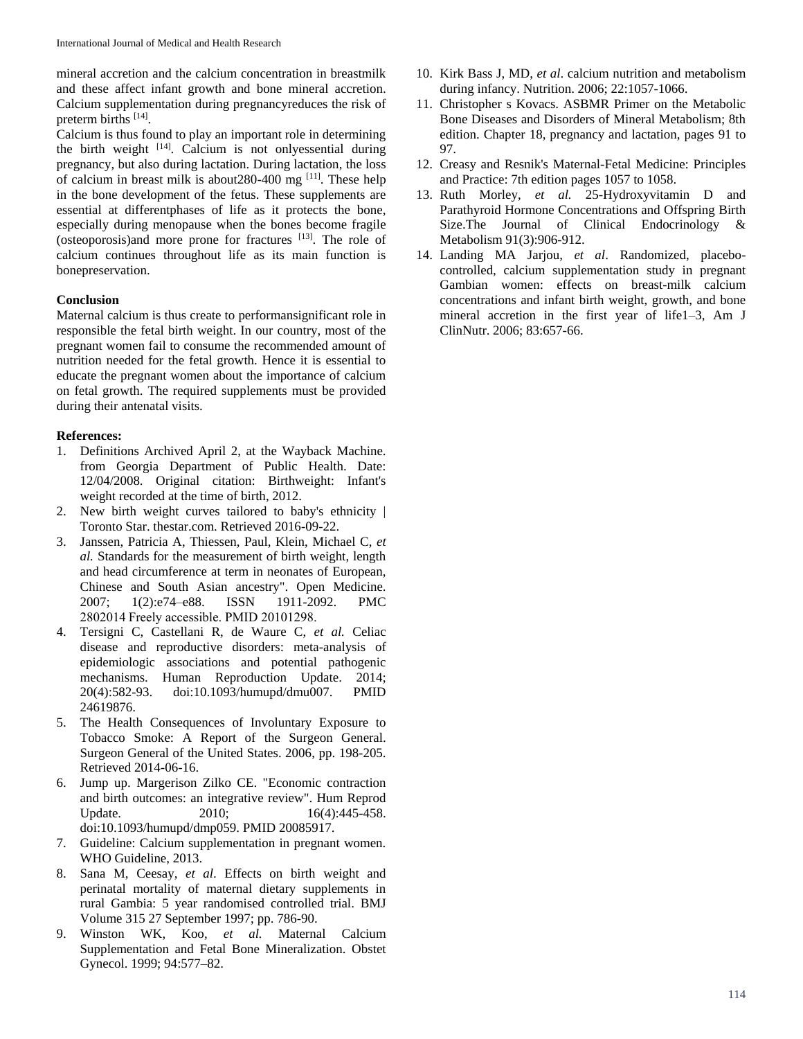mineral accretion and the calcium concentration in breastmilk and these affect infant growth and bone mineral accretion. Calcium supplementation during pregnancyreduces the risk of preterm births [14].

Calcium is thus found to play an important role in determining the birth weight [14]. Calcium is not onlyessential during pregnancy, but also during lactation. During lactation, the loss of calcium in breast milk is about280-400 mg [11]. These help in the bone development of the fetus. These supplements are essential at differentphases of life as it protects the bone, especially during menopause when the bones become fragile (osteoporosis)and more prone for fractures [13]. The role of calcium continues throughout life as its main function is bonepreservation.

**Conclusion**

Maternal calcium is thus create to performansignificant role in responsible the fetal birth weight. In our country, most of the pregnant women fail to consume the recommended amount of nutrition needed for the fetal growth. Hence it is essential to educate the pregnant women about the importance of calcium on fetal growth. The required supplements must be provided during their antenatal visits.

**References:**

1. Definitions Archived April 2, at the Wayback Machine. from Georgia Department of Public Health. Date: 12/04/2008. Original citation: Birthweight: Infant's weight recorded at the time of birth, 2012.
2. New birth weight curves tailored to baby's ethnicity | Toronto Star. thestar.com. Retrieved 2016-09-22.
3. Janssen, Patricia A, Thiessen, Paul, Klein, Michael C, *et al.* Standards for the measurement of birth weight, length and head circumference at term in neonates of European, Chinese and South Asian ancestry". Open Medicine. 2007; 1(2):e74–e88. ISSN 1911-2092. PMC 2802014 Freely accessible. PMID 20101298.
4. Tersigni C, Castellani R, de Waure C, *et al.* Celiac disease and reproductive disorders: meta-analysis of epidemiologic associations and potential pathogenic mechanisms. Human Reproduction Update. 2014; 20(4):582-93. doi:10.1093/humupd/dmu007. PMID 24619876.
5. The Health Consequences of Involuntary Exposure to Tobacco Smoke: A Report of the Surgeon General. Surgeon General of the United States. 2006, pp. 198-205. Retrieved 2014-06-16.
6. Jump up. Margerison Zilko CE. "Economic contraction and birth outcomes: an integrative review". Hum Reprod Update. 2010; 16(4):445-458. doi:10.1093/humupd/dmp059. PMID 20085917.
7. Guideline: Calcium supplementation in pregnant women. WHO Guideline, 2013.
8. Sana M, Ceesay, *et al*. Effects on birth weight and perinatal mortality of maternal dietary supplements in rural Gambia: 5 year randomised controlled trial. BMJ Volume 315 27 September 1997; pp. 786-90.
9. Winston WK, Koo, *et al.* Maternal Calcium Supplementation and Fetal Bone Mineralization. Obstet Gynecol. 1999; 94:577–82.
10. Kirk Bass J, MD, *et al*. calcium nutrition and metabolism during infancy. Nutrition. 2006; 22:1057-1066.
11. Christopher s Kovacs. ASBMR Primer on the Metabolic Bone Diseases and Disorders of Mineral Metabolism; 8th edition. Chapter 18, pregnancy and lactation, pages 91 to 97.
12. Creasy and Resnik's Maternal-Fetal Medicine: Principles and Practice: 7th edition pages 1057 to 1058.
13. Ruth Morley, *et al.* 25-Hydroxyvitamin D and Parathyroid Hormone Concentrations and Offspring Birth Size.The Journal of Clinical Endocrinology & Metabolism 91(3):906-912.
14. Landing MA Jarjou, *et al*. Randomized, placebo-controlled, calcium supplementation study in pregnant Gambian women: effects on breast-milk calcium concentrations and infant birth weight, growth, and bone mineral accretion in the first year of life1–3, Am J ClinNutr. 2006; 83:657-66.